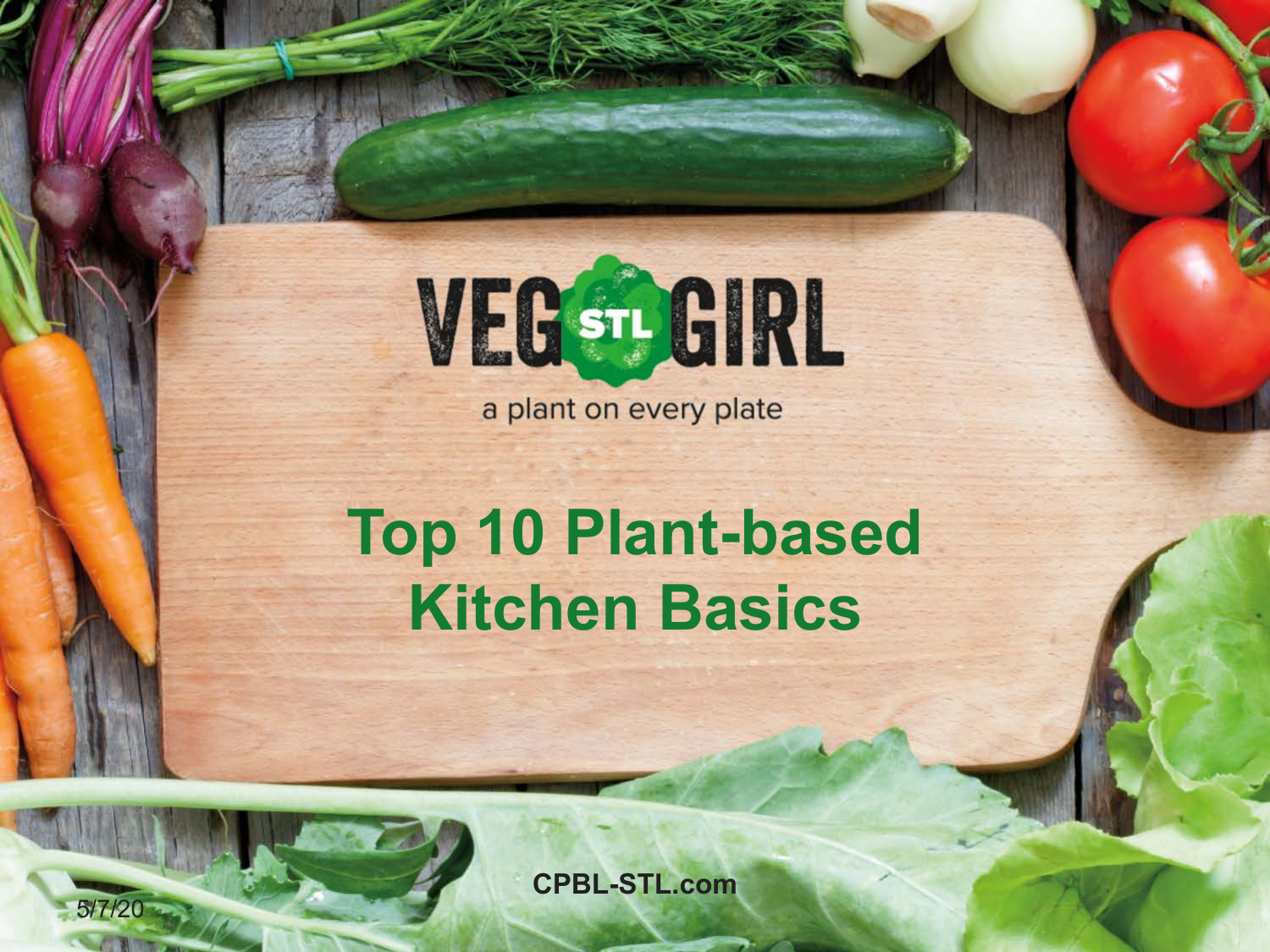VEG STL GIRL

a plant on every plate

# Top 10 Plant-based Kitchen Basics

CPBL-STL.com

5/7/20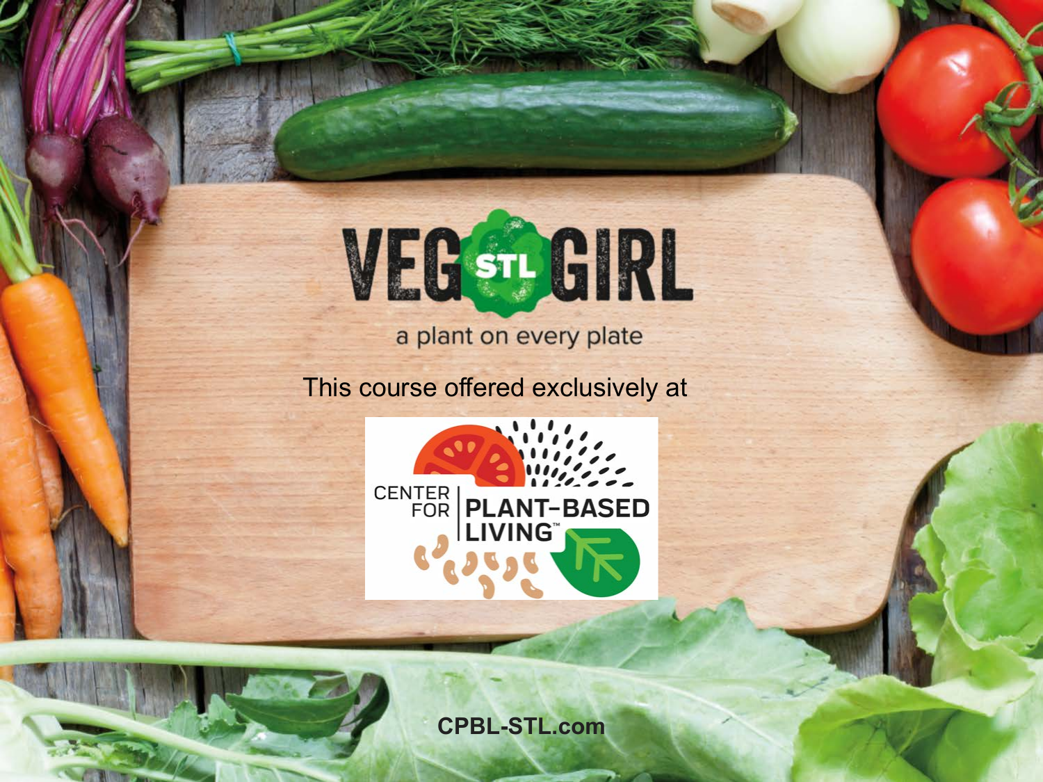# VEG STL GIRL

a plant on every plate

This course offered exclusively at

CENTER FOR PLANT-BASED LIVING™

**CPBL-STL.com**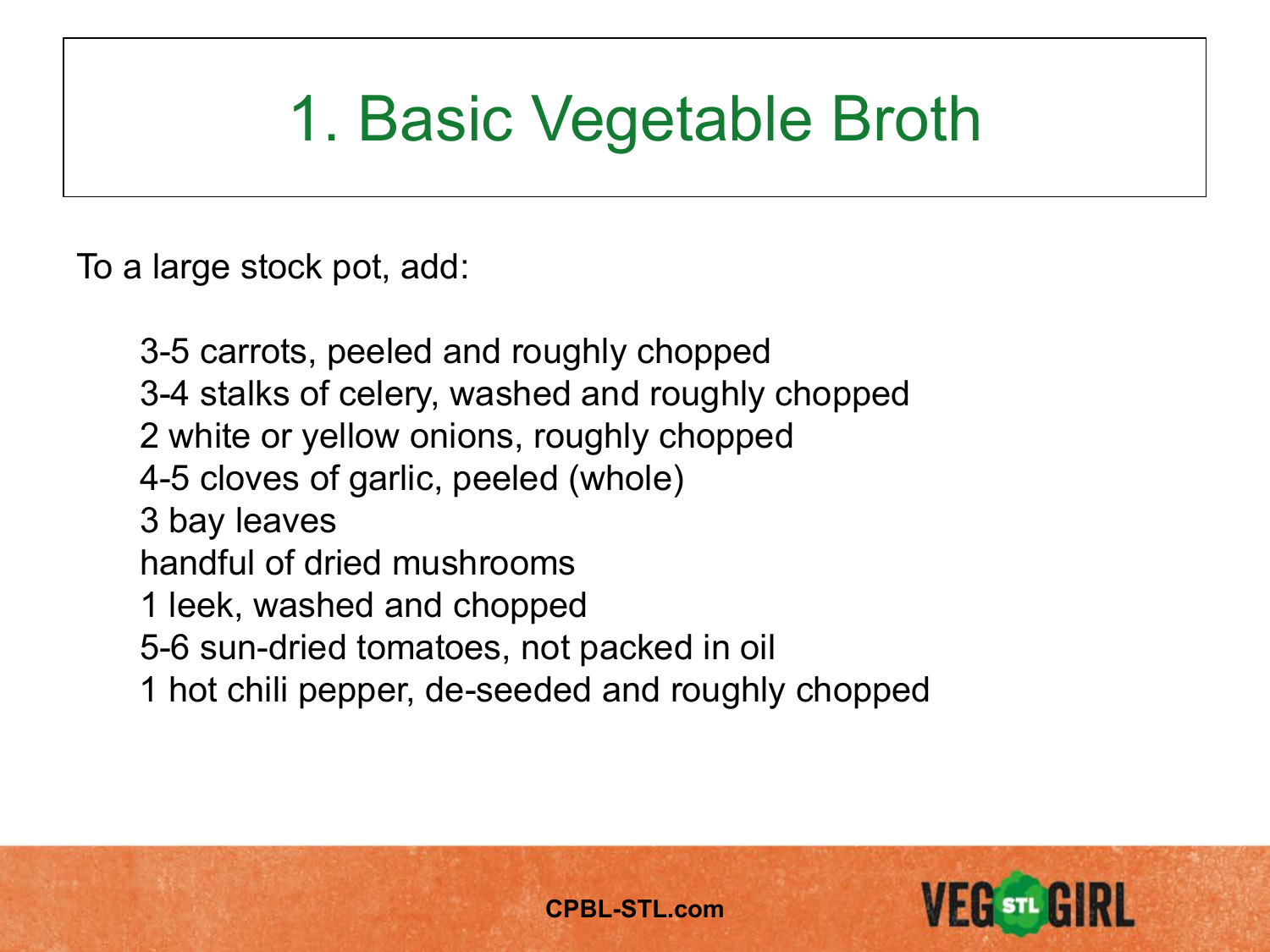# 1. Basic Vegetable Broth

To a large stock pot, add:

- 3-5 carrots, peeled and roughly chopped
- 3-4 stalks of celery, washed and roughly chopped
- 2 white or yellow onions, roughly chopped
- 4-5 cloves of garlic, peeled (whole)
- 3 bay leaves
- handful of dried mushrooms
- 1 leek, washed and chopped
- 5-6 sun-dried tomatoes, not packed in oil
- 1 hot chili pepper, de-seeded and roughly chopped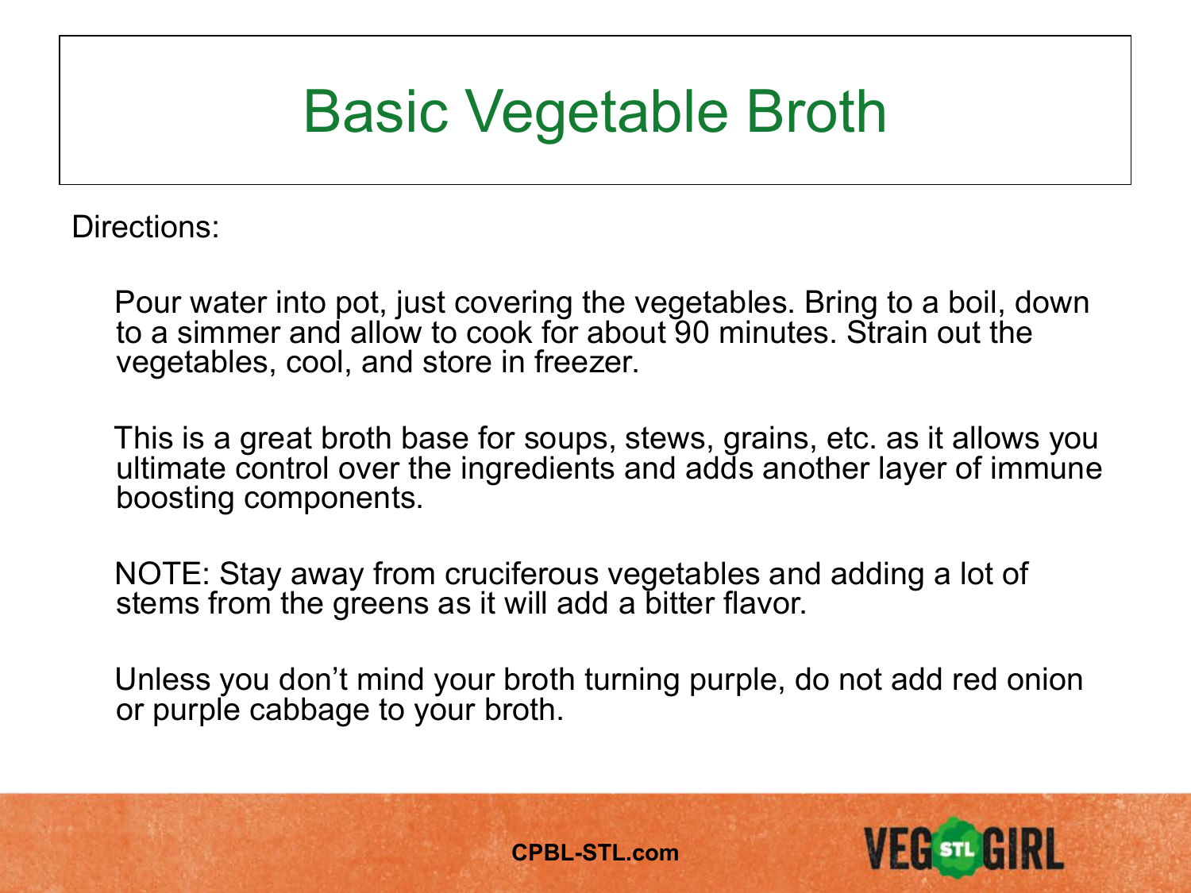# Basic Vegetable Broth

Directions:

Pour water into pot, just covering the vegetables. Bring to a boil, down to a simmer and allow to cook for about 90 minutes. Strain out the vegetables, cool, and store in freezer.

This is a great broth base for soups, stews, grains, etc. as it allows you ultimate control over the ingredients and adds another layer of immune boosting components.

NOTE: Stay away from cruciferous vegetables and adding a lot of stems from the greens as it will add a bitter flavor.

Unless you don't mind your broth turning purple, do not add red onion or purple cabbage to your broth.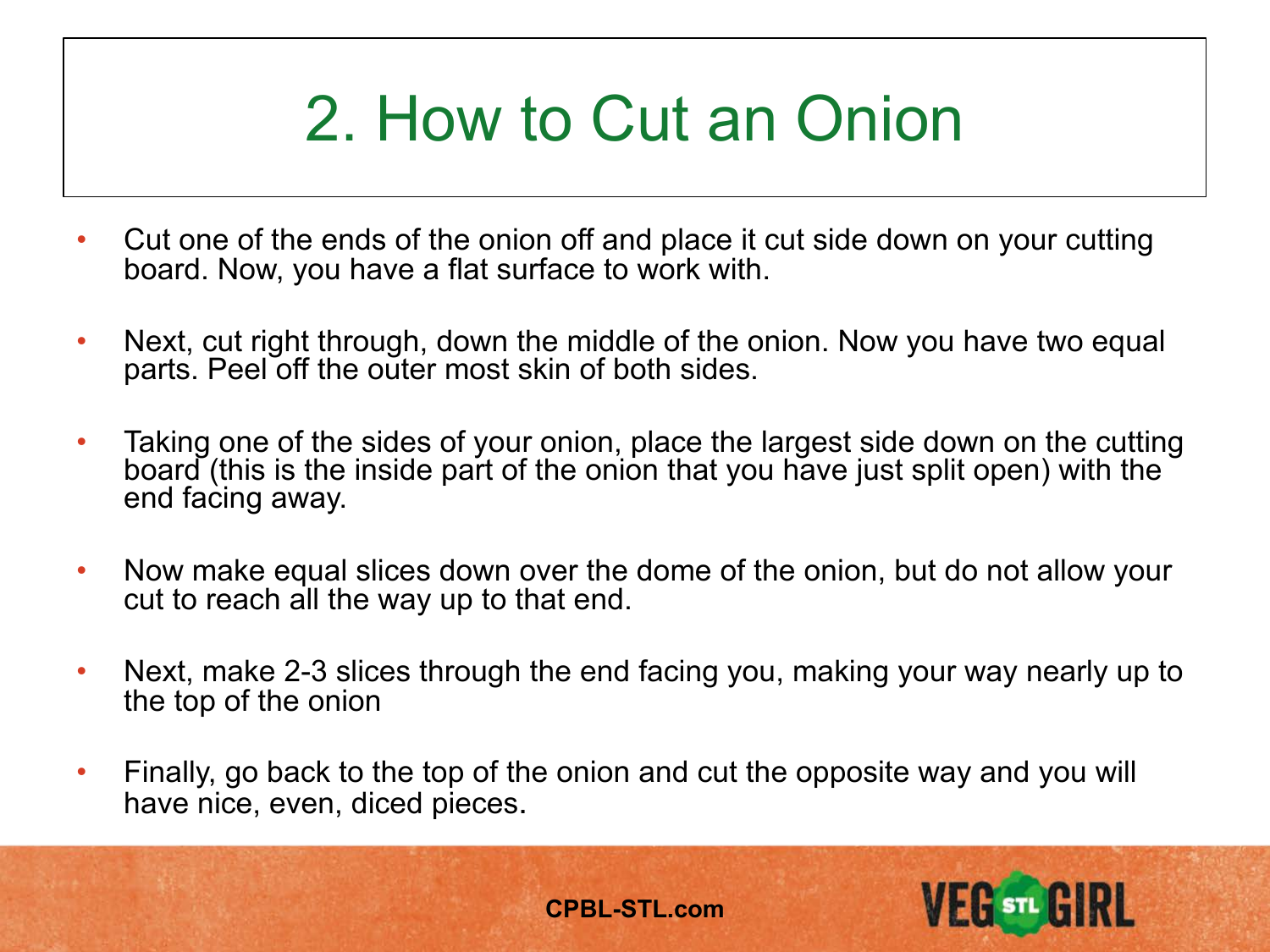# 2. How to Cut an Onion

- Cut one of the ends of the onion off and place it cut side down on your cutting board. Now, you have a flat surface to work with.
- Next, cut right through, down the middle of the onion. Now you have two equal parts. Peel off the outer most skin of both sides.
- Taking one of the sides of your onion, place the largest side down on the cutting board (this is the inside part of the onion that you have just split open) with the end facing away.
- Now make equal slices down over the dome of the onion, but do not allow your cut to reach all the way up to that end.
- Next, make 2-3 slices through the end facing you, making your way nearly up to the top of the onion
- Finally, go back to the top of the onion and cut the opposite way and you will have nice, even, diced pieces.

CPBL-STL.com

VEG STL GIRL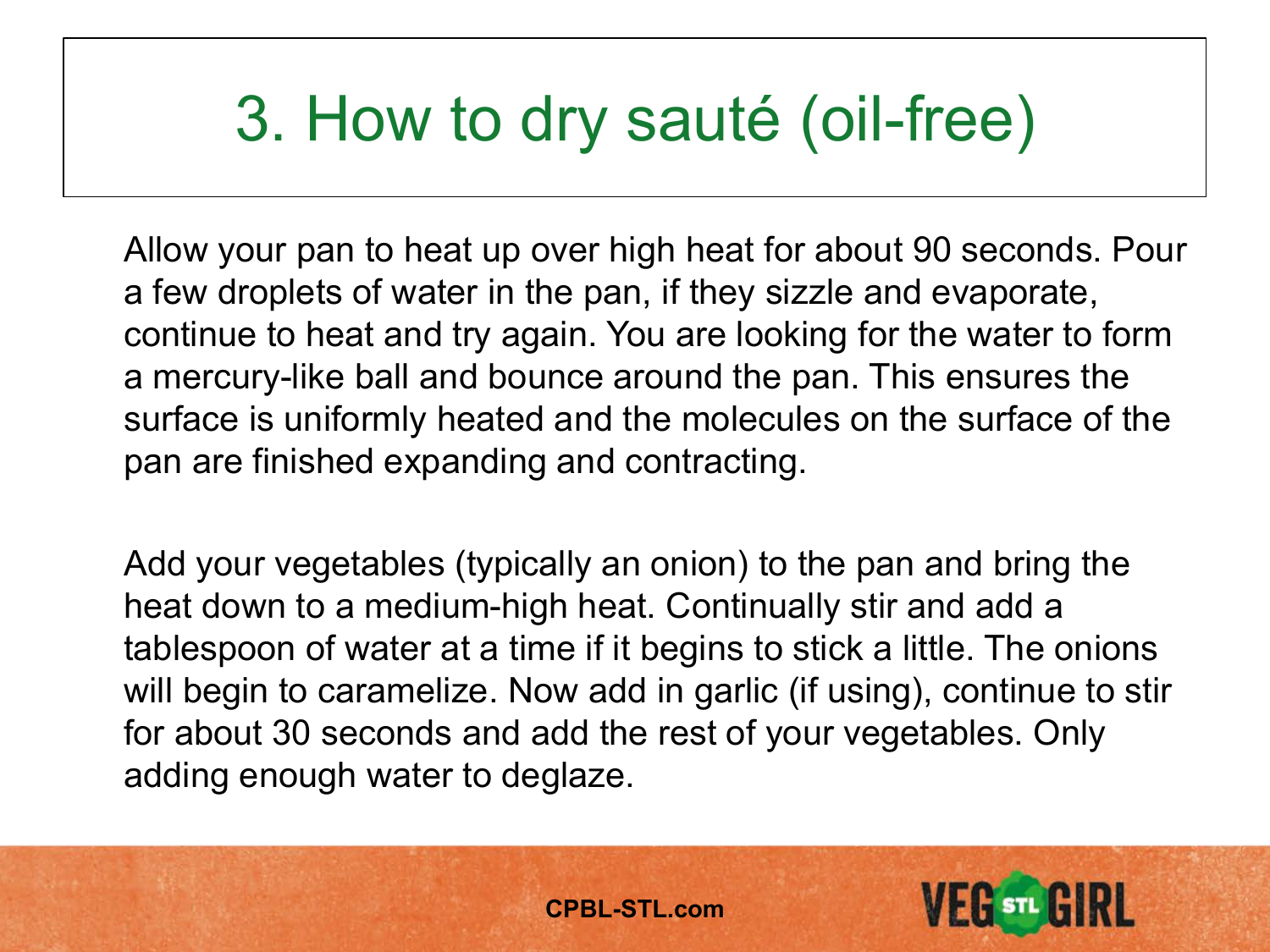# 3. How to dry sauté (oil-free)

Allow your pan to heat up over high heat for about 90 seconds. Pour a few droplets of water in the pan, if they sizzle and evaporate, continue to heat and try again. You are looking for the water to form a mercury-like ball and bounce around the pan. This ensures the surface is uniformly heated and the molecules on the surface of the pan are finished expanding and contracting.

Add your vegetables (typically an onion) to the pan and bring the heat down to a medium-high heat. Continually stir and add a tablespoon of water at a time if it begins to stick a little. The onions will begin to caramelize. Now add in garlic (if using), continue to stir for about 30 seconds and add the rest of your vegetables. Only adding enough water to deglaze.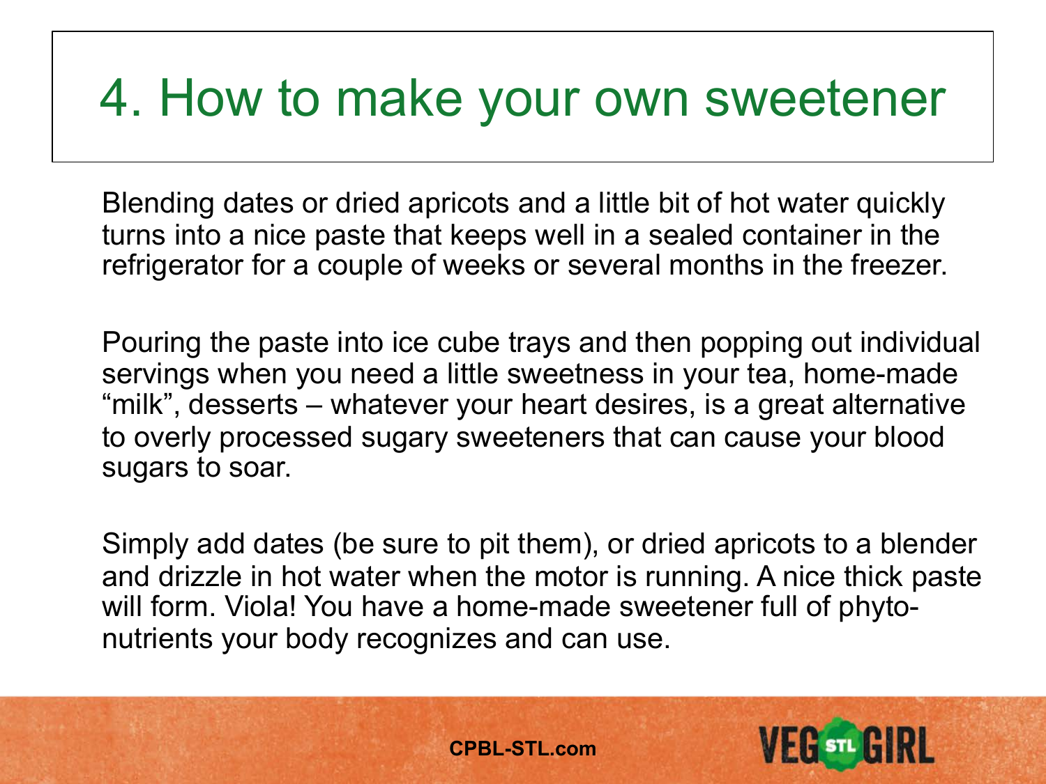# 4. How to make your own sweetener

Blending dates or dried apricots and a little bit of hot water quickly turns into a nice paste that keeps well in a sealed container in the refrigerator for a couple of weeks or several months in the freezer.

Pouring the paste into ice cube trays and then popping out individual servings when you need a little sweetness in your tea, home-made "milk", desserts – whatever your heart desires, is a great alternative to overly processed sugary sweeteners that can cause your blood sugars to soar.

Simply add dates (be sure to pit them), or dried apricots to a blender and drizzle in hot water when the motor is running. A nice thick paste will form. Viola! You have a home-made sweetener full of phyto-nutrients your body recognizes and can use.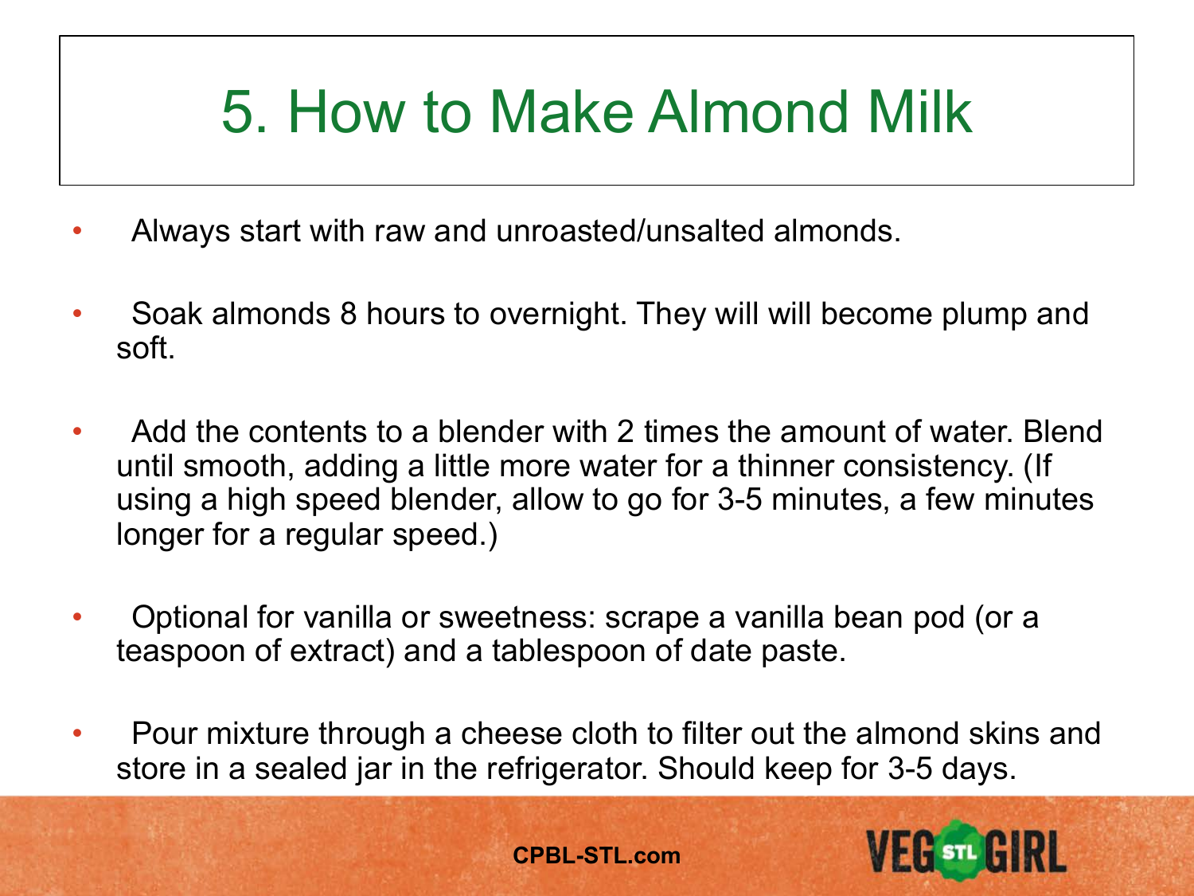# 5. How to Make Almond Milk

- Always start with raw and unroasted/unsalted almonds.
- Soak almonds 8 hours to overnight. They will will become plump and soft.
- Add the contents to a blender with 2 times the amount of water. Blend until smooth, adding a little more water for a thinner consistency. (If using a high speed blender, allow to go for 3-5 minutes, a few minutes longer for a regular speed.)
- Optional for vanilla or sweetness: scrape a vanilla bean pod (or a teaspoon of extract) and a tablespoon of date paste.
- Pour mixture through a cheese cloth to filter out the almond skins and store in a sealed jar in the refrigerator. Should keep for 3-5 days.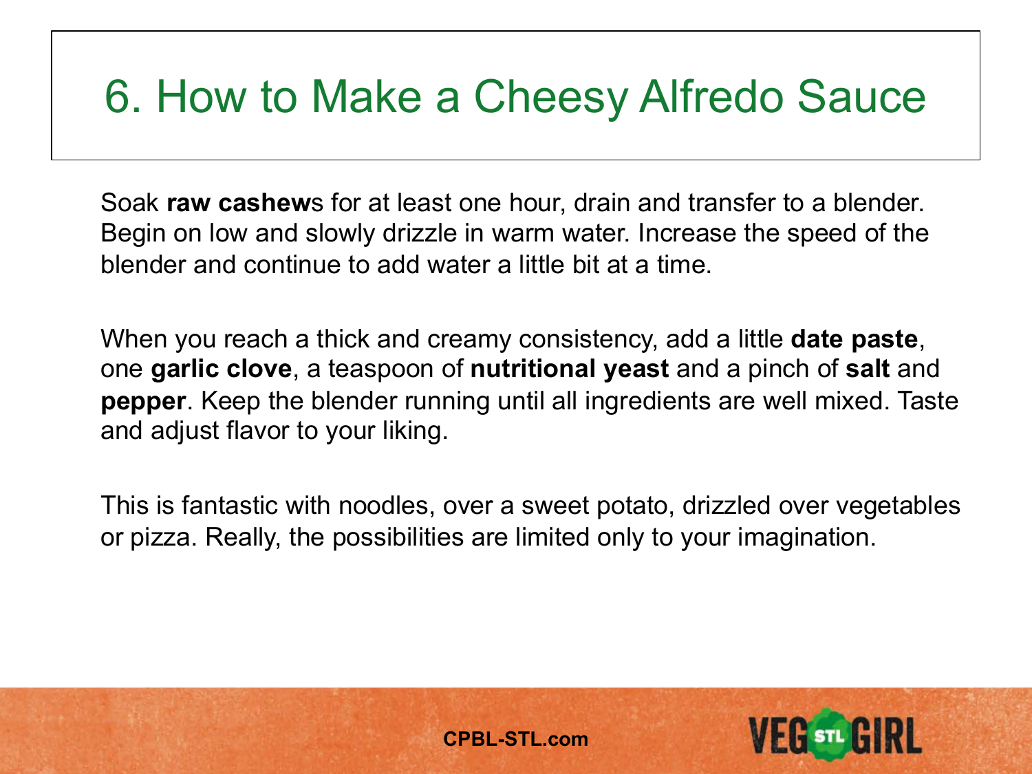# 6. How to Make a Cheesy Alfredo Sauce

Soak **raw cashew**s for at least one hour, drain and transfer to a blender. Begin on low and slowly drizzle in warm water. Increase the speed of the blender and continue to add water a little bit at a time.

When you reach a thick and creamy consistency, add a little **date paste**, one **garlic clove**, a teaspoon of **nutritional yeast** and a pinch of **salt** and **pepper**. Keep the blender running until all ingredients are well mixed. Taste and adjust flavor to your liking.

This is fantastic with noodles, over a sweet potato, drizzled over vegetables or pizza. Really, the possibilities are limited only to your imagination.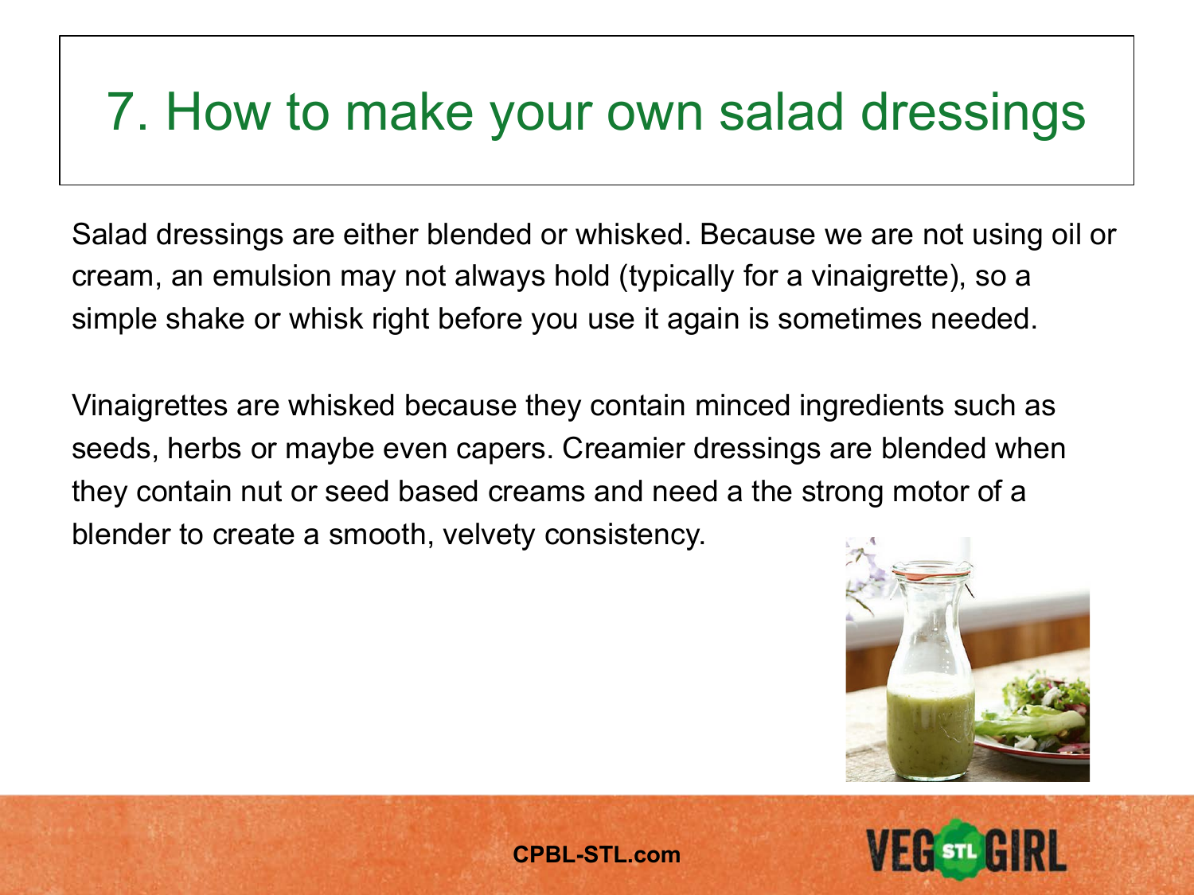# 7. How to make your own salad dressings

Salad dressings are either blended or whisked. Because we are not using oil or cream, an emulsion may not always hold (typically for a vinaigrette), so a simple shake or whisk right before you use it again is sometimes needed.

Vinaigrettes are whisked because they contain minced ingredients such as seeds, herbs or maybe even capers. Creamier dressings are blended when they contain nut or seed based creams and need a the strong motor of a blender to create a smooth, velvety consistency.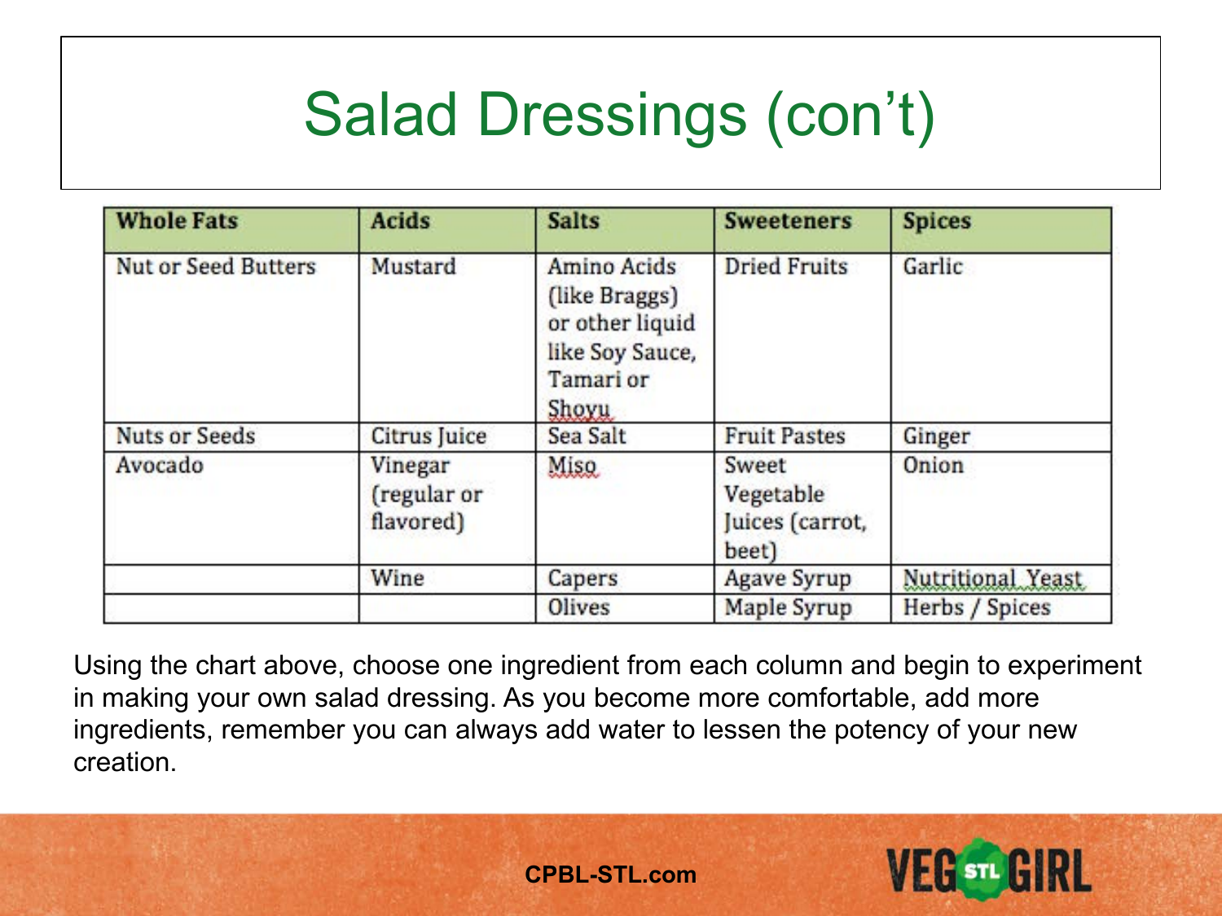# Salad Dressings (con't)

| Whole Fats | Acids | Salts | Sweeteners | Spices |
|---|---|---|---|---|
| Nut or Seed Butters | Mustard | Amino Acids (like Braggs) or other liquid like Soy Sauce, Tamari or Shoyu | Dried Fruits | Garlic |
| Nuts or Seeds | Citrus Juice | Sea Salt | Fruit Pastes | Ginger |
| Avocado | Vinegar (regular or flavored) | Miso | Sweet Vegetable Juices (carrot, beet) | Onion |
| | Wine | Capers | Agave Syrup | Nutritional Yeast |
| | | Olives | Maple Syrup | Herbs / Spices |

Using the chart above, choose one ingredient from each column and begin to experiment in making your own salad dressing. As you become more comfortable, add more ingredients, remember you can always add water to lessen the potency of your new creation.

CPBL-STL.com

VEG STL GIRL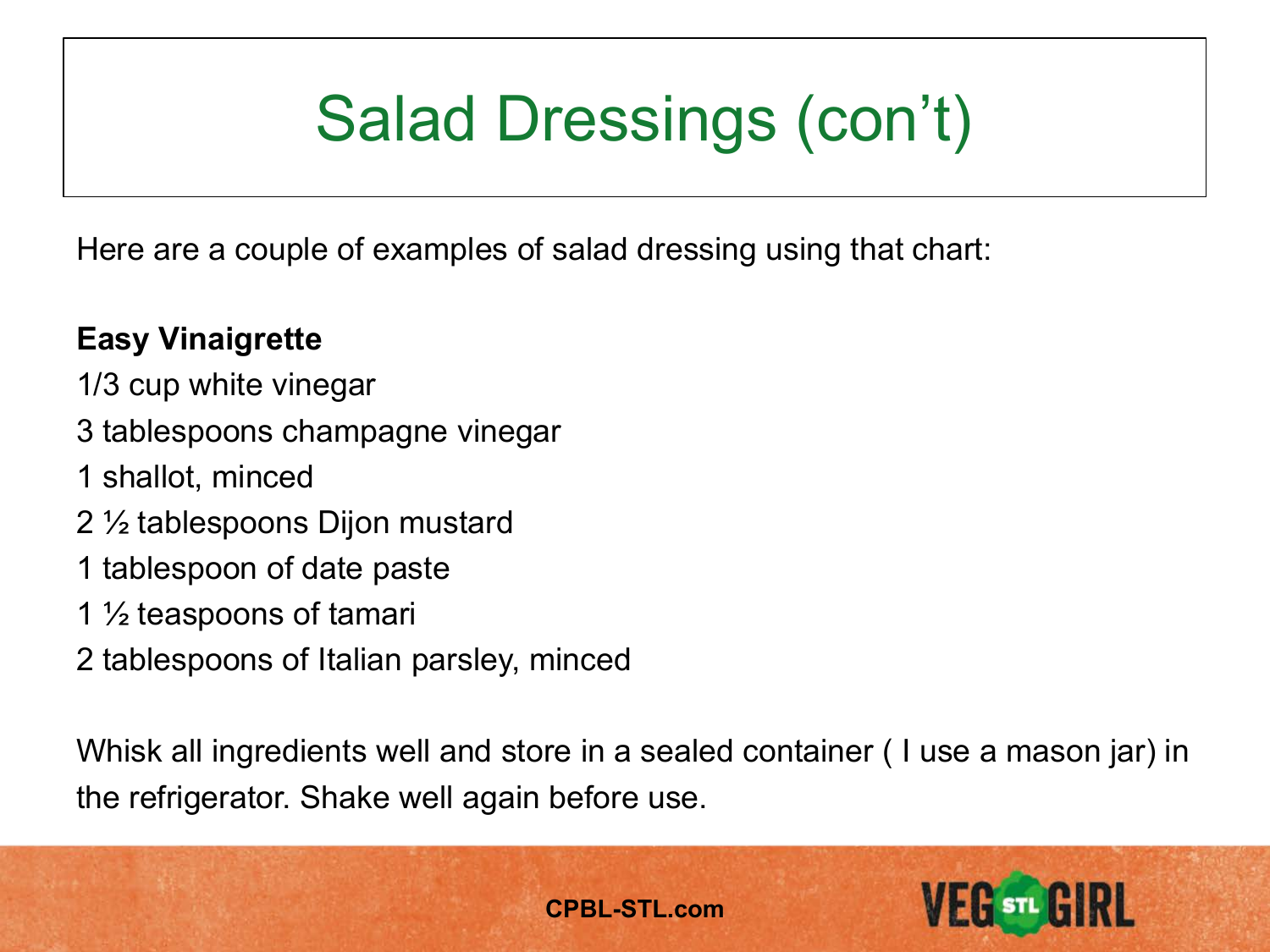# Salad Dressings (con't)

Here are a couple of examples of salad dressing using that chart:

**Easy Vinaigrette**

1/3 cup white vinegar

3 tablespoons champagne vinegar

1 shallot, minced

2 ½ tablespoons Dijon mustard

1 tablespoon of date paste

1 ½ teaspoons of tamari

2 tablespoons of Italian parsley, minced

Whisk all ingredients well and store in a sealed container ( I use a mason jar) in the refrigerator. Shake well again before use.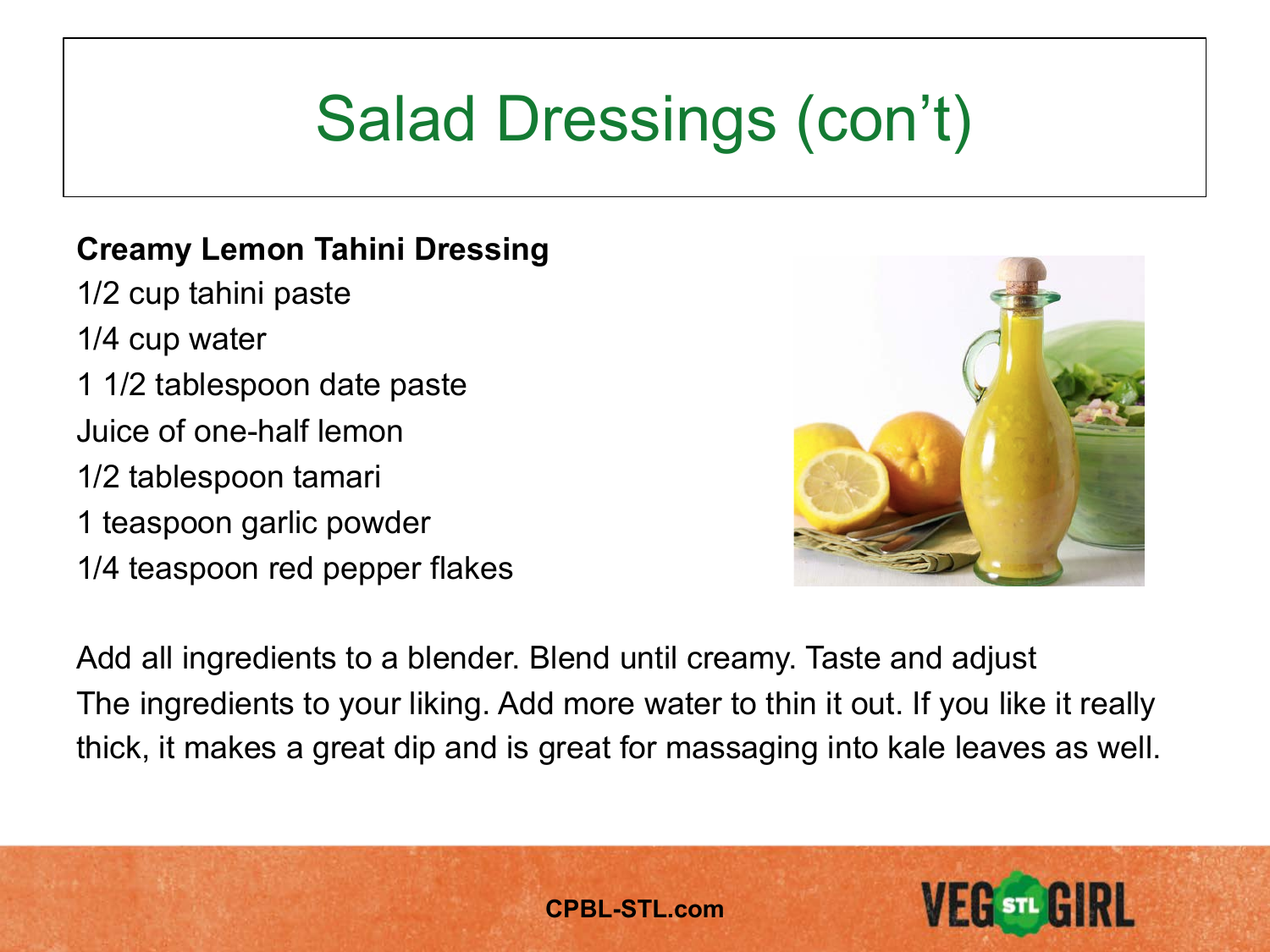# Salad Dressings (con't)

**Creamy Lemon Tahini Dressing**

1/2 cup tahini paste
1/4 cup water
1 1/2 tablespoon date paste
Juice of one-half lemon
1/2 tablespoon tamari
1 teaspoon garlic powder
1/4 teaspoon red pepper flakes

Add all ingredients to a blender. Blend until creamy. Taste and adjust The ingredients to your liking. Add more water to thin it out. If you like it really thick, it makes a great dip and is great for massaging into kale leaves as well.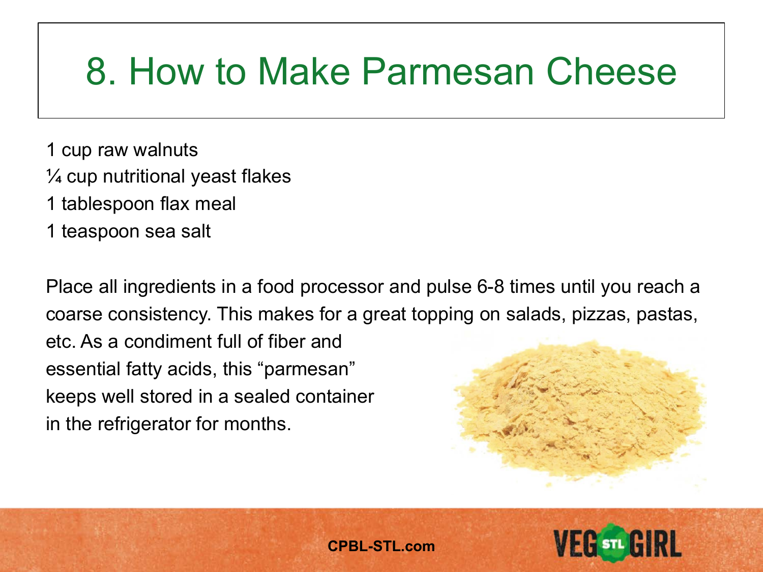# 8. How to Make Parmesan Cheese

1 cup raw walnuts
¼ cup nutritional yeast flakes
1 tablespoon flax meal
1 teaspoon sea salt

Place all ingredients in a food processor and pulse 6-8 times until you reach a coarse consistency. This makes for a great topping on salads, pizzas, pastas, etc. As a condiment full of fiber and essential fatty acids, this "parmesan" keeps well stored in a sealed container in the refrigerator for months.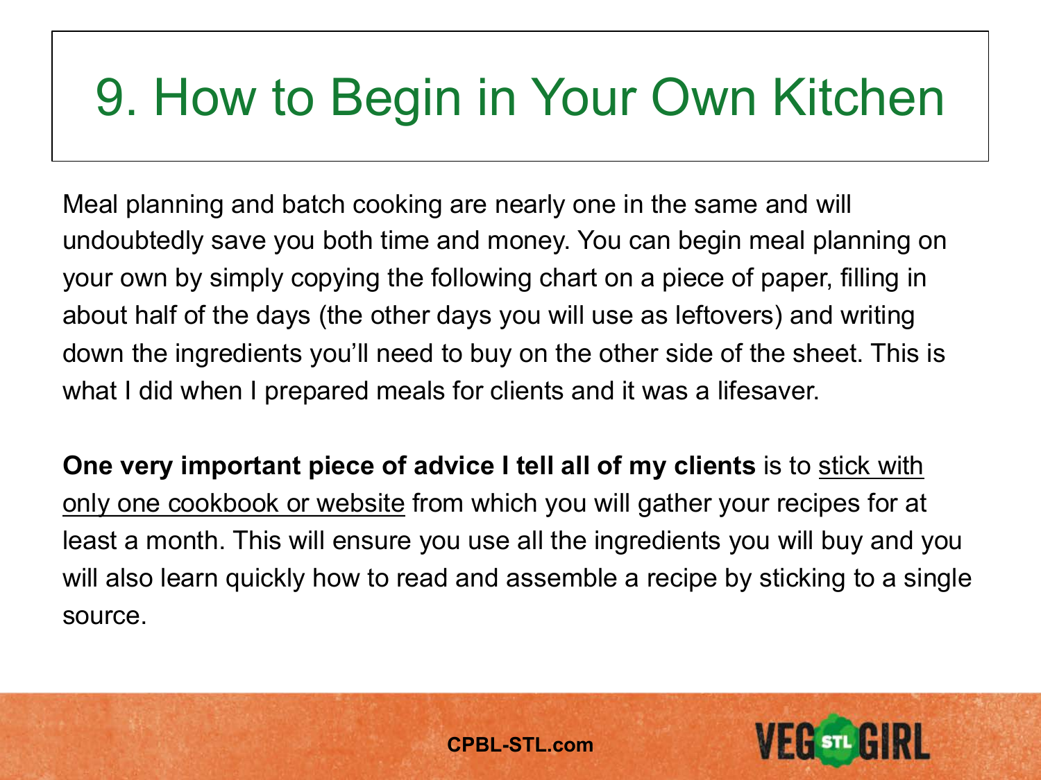# 9. How to Begin in Your Own Kitchen

Meal planning and batch cooking are nearly one in the same and will undoubtedly save you both time and money. You can begin meal planning on your own by simply copying the following chart on a piece of paper, filling in about half of the days (the other days you will use as leftovers) and writing down the ingredients you'll need to buy on the other side of the sheet. This is what I did when I prepared meals for clients and it was a lifesaver.

**One very important piece of advice I tell all of my clients** is to <u>stick with only one cookbook or website</u> from which you will gather your recipes for at least a month. This will ensure you use all the ingredients you will buy and you will also learn quickly how to read and assemble a recipe by sticking to a single source.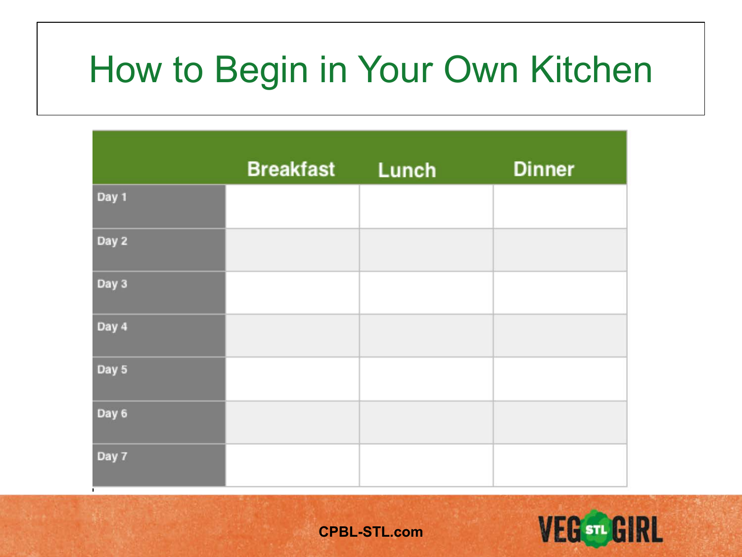# How to Begin in Your Own Kitchen

| | Breakfast | Lunch | Dinner |
|---|---|---|---|
| Day 1 | | | |
| Day 2 | | | |
| Day 3 | | | |
| Day 4 | | | |
| Day 5 | | | |
| Day 6 | | | |
| Day 7 | | | |

CPBL-STL.com

VEG STL GIRL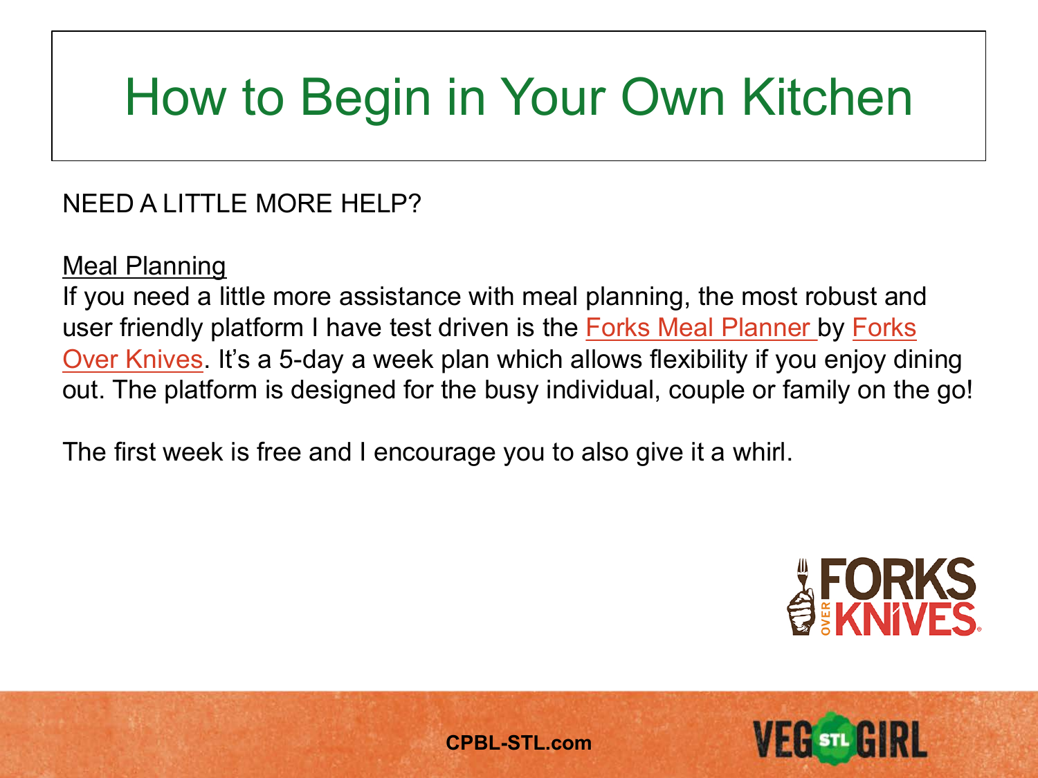# How to Begin in Your Own Kitchen

NEED A LITTLE MORE HELP?

Meal Planning

If you need a little more assistance with meal planning, the most robust and user friendly platform I have test driven is the Forks Meal Planner by Forks Over Knives. It's a 5-day a week plan which allows flexibility if you enjoy dining out. The platform is designed for the busy individual, couple or family on the go!

The first week is free and I encourage you to also give it a whirl.

CPBL-STL.com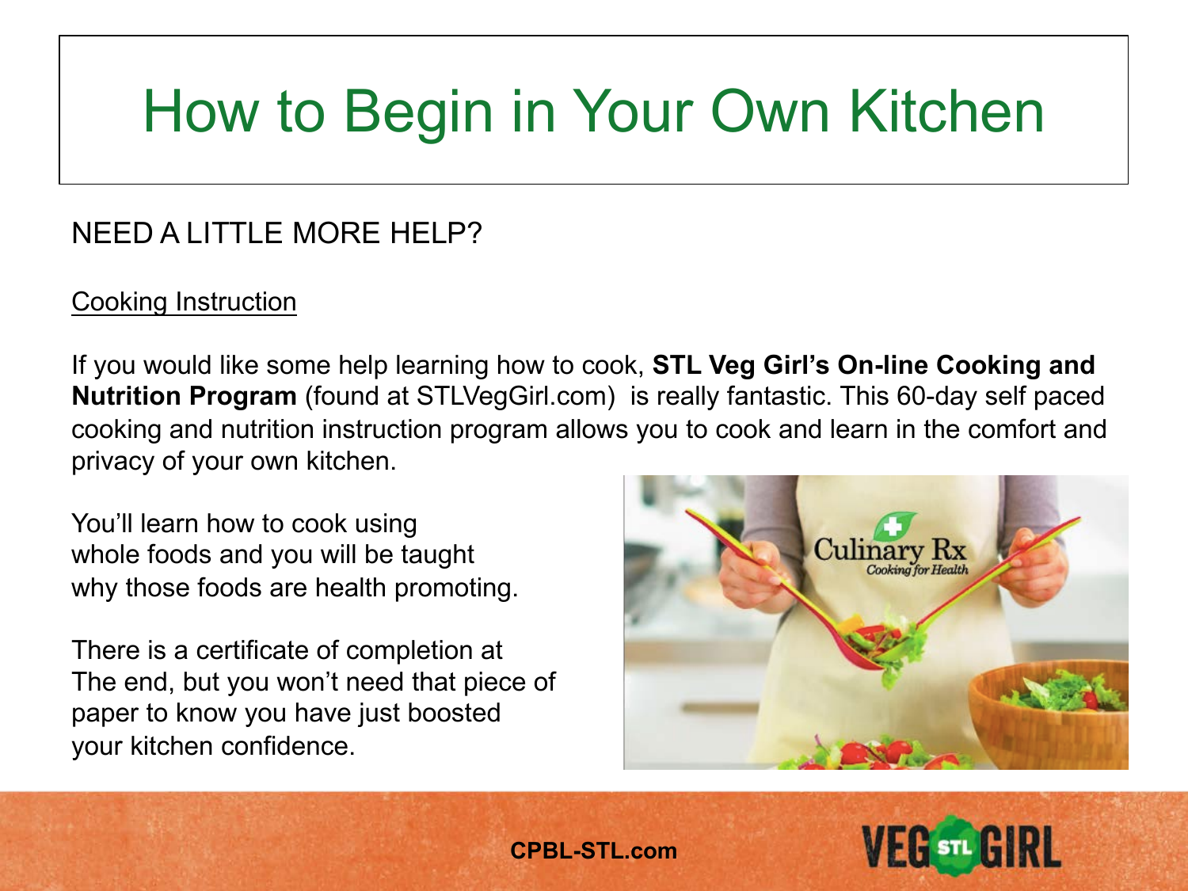# How to Begin in Your Own Kitchen

## NEED A LITTLE MORE HELP?

Cooking Instruction

If you would like some help learning how to cook, **STL Veg Girl's On-line Cooking and Nutrition Program** (found at STLVegGirl.com) is really fantastic. This 60-day self paced cooking and nutrition instruction program allows you to cook and learn in the comfort and privacy of your own kitchen.

You'll learn how to cook using whole foods and you will be taught why those foods are health promoting.

There is a certificate of completion at The end, but you won't need that piece of paper to know you have just boosted your kitchen confidence.

CPBL-STL.com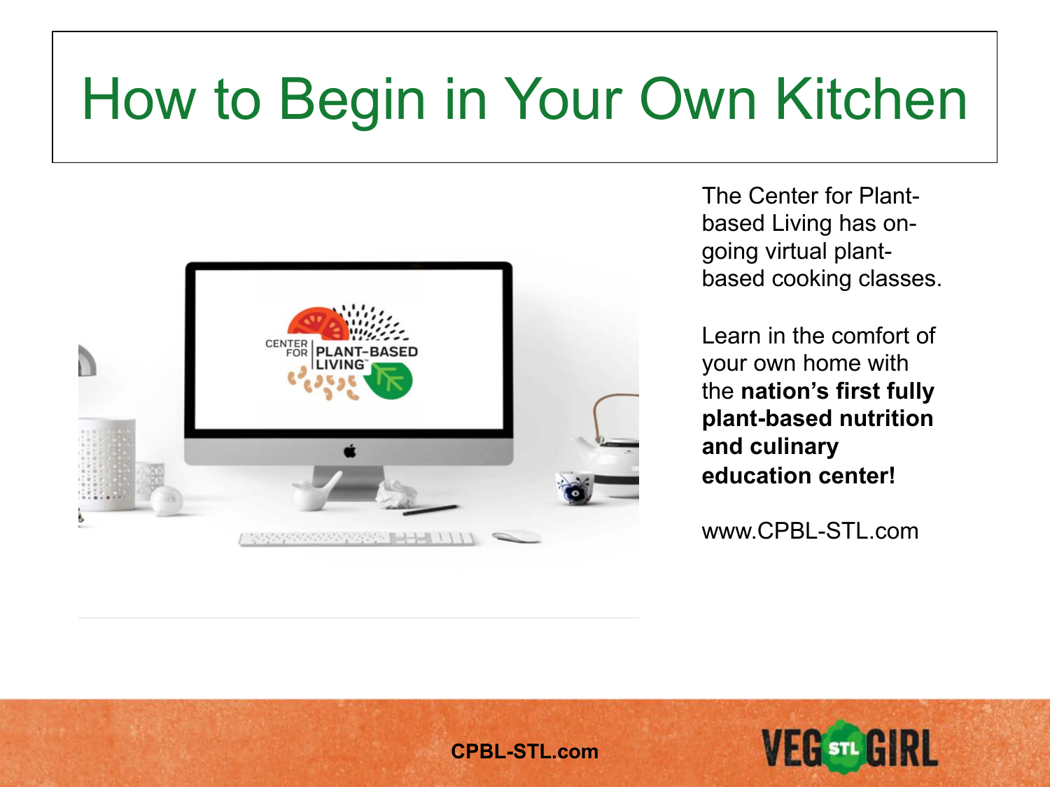# How to Begin in Your Own Kitchen

The Center for Plant-based Living has on-going virtual plant-based cooking classes.

Learn in the comfort of your own home with the **nation's first fully plant-based nutrition and culinary education center!**

www.CPBL-STL.com

**CPBL-STL.com**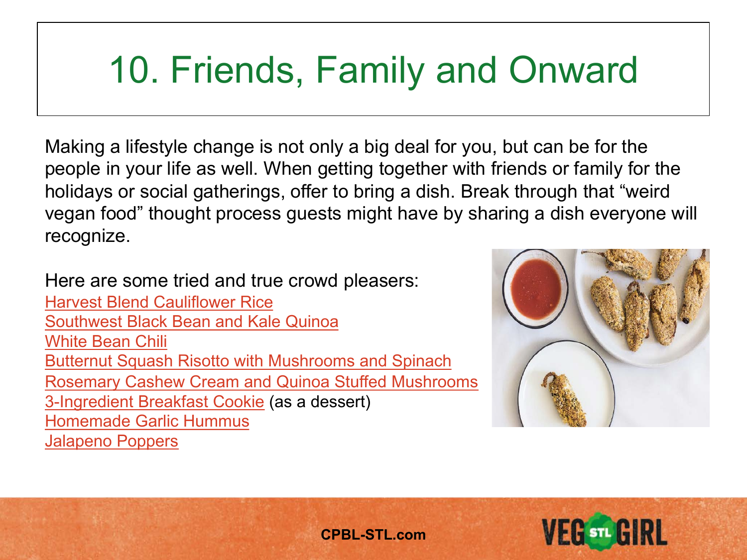# 10. Friends, Family and Onward

Making a lifestyle change is not only a big deal for you, but can be for the people in your life as well. When getting together with friends or family for the holidays or social gatherings, offer to bring a dish. Break through that "weird vegan food" thought process guests might have by sharing a dish everyone will recognize.

Here are some tried and true crowd pleasers:

Harvest Blend Cauliflower Rice
Southwest Black Bean and Kale Quinoa
White Bean Chili
Butternut Squash Risotto with Mushrooms and Spinach
Rosemary Cashew Cream and Quinoa Stuffed Mushrooms
3-Ingredient Breakfast Cookie (as a dessert)
Homemade Garlic Hummus
Jalapeno Poppers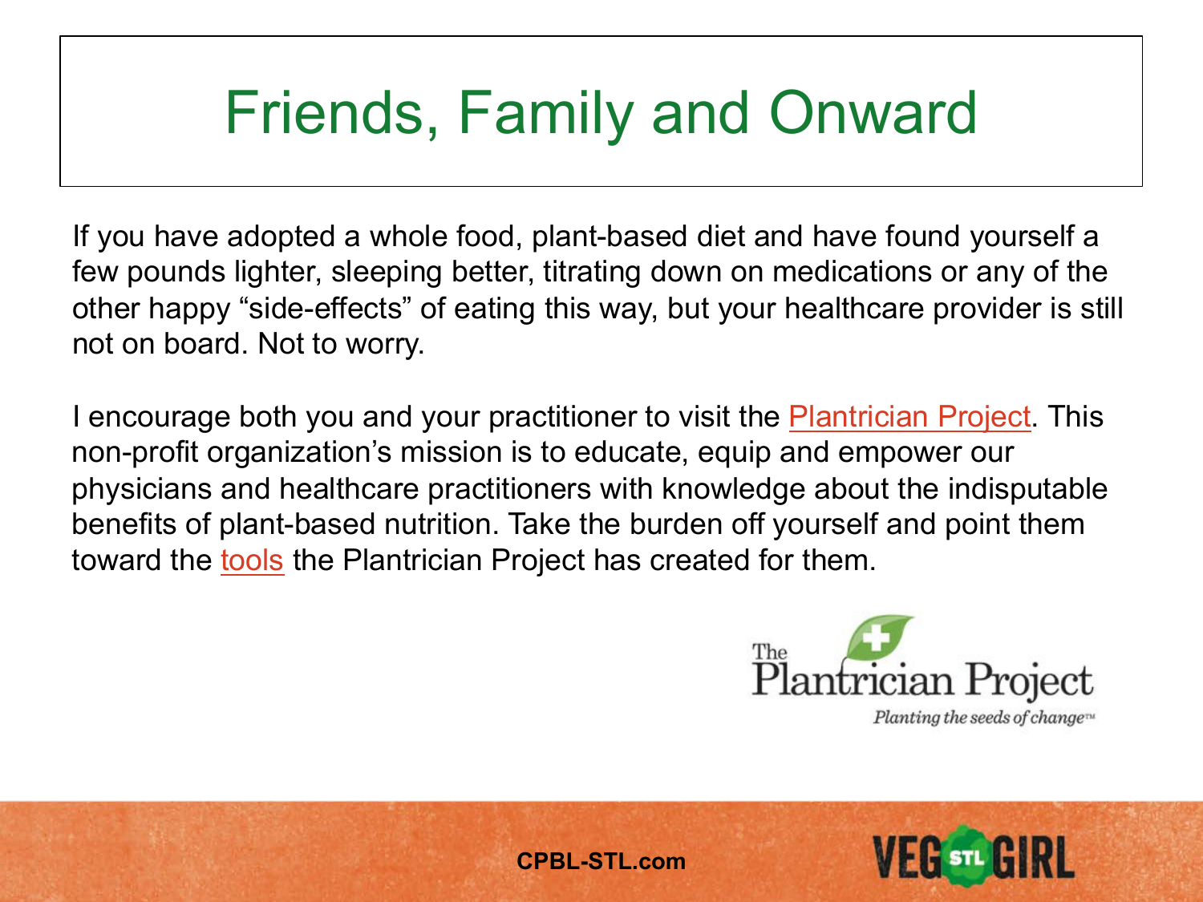# Friends, Family and Onward

If you have adopted a whole food, plant-based diet and have found yourself a few pounds lighter, sleeping better, titrating down on medications or any of the other happy "side-effects" of eating this way, but your healthcare provider is still not on board. Not to worry.

I encourage both you and your practitioner to visit the Plantrician Project. This non-profit organization's mission is to educate, equip and empower our physicians and healthcare practitioners with knowledge about the indisputable benefits of plant-based nutrition. Take the burden off yourself and point them toward the tools the Plantrician Project has created for them.

The Plantrician Project

*Planting the seeds of change™*

CPBL-STL.com

VEG STL GIRL